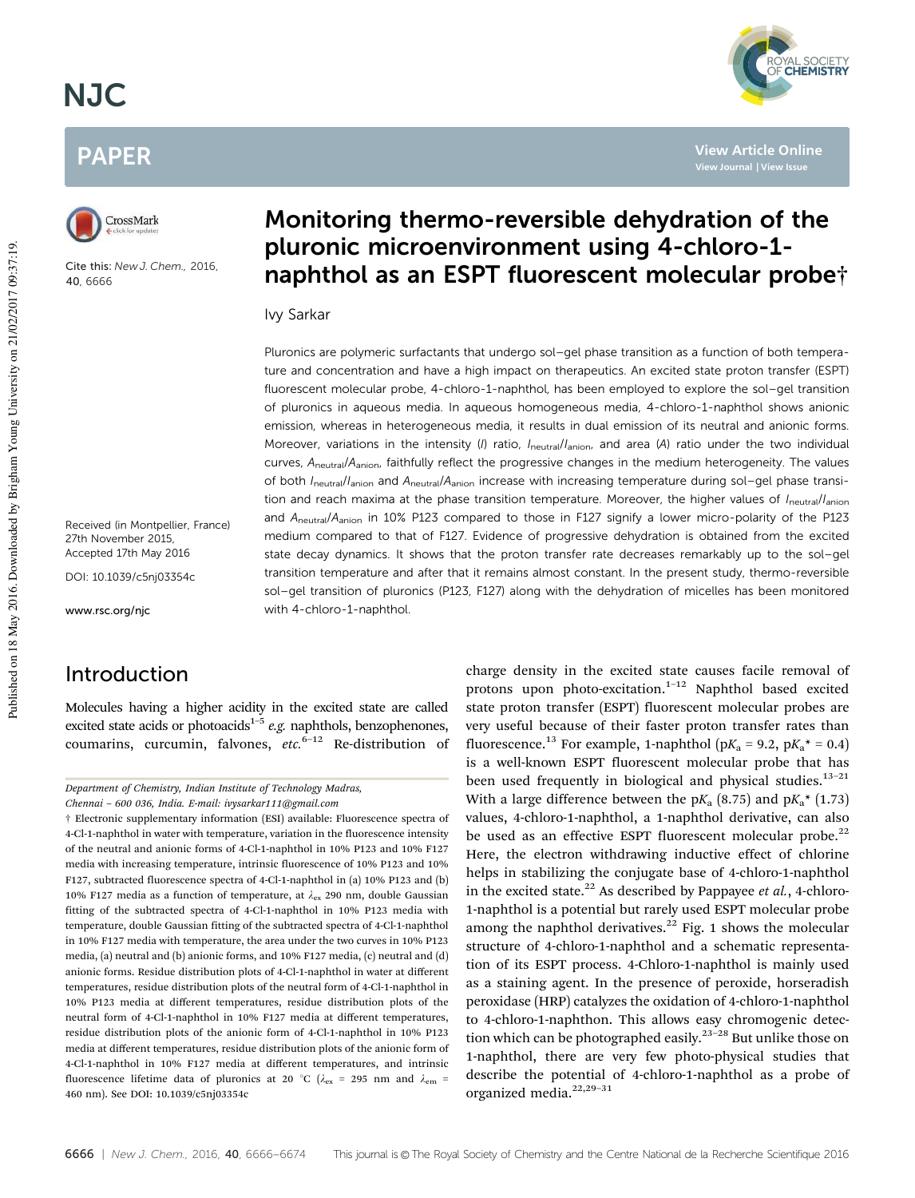# Monitoring thermo-reversible dehydration of the pluronic microenvironment using 4-chloro-1-naphthol as an ESPT fluorescent molecular probe†

Ivy Sarkar

Cite this: *New J. Chem.*, 2016, 40, 6666

Received (in Montpellier, France) 27th November 2015, Accepted 17th May 2016

DOI: 10.1039/c5nj03354c

www.rsc.org/njc

Pluronics are polymeric surfactants that undergo sol–gel phase transition as a function of both temperature and concentration and have a high impact on therapeutics. An excited state proton transfer (ESPT) fluorescent molecular probe, 4-chloro-1-naphthol, has been employed to explore the sol–gel transition of pluronics in aqueous media. In aqueous homogeneous media, 4-chloro-1-naphthol shows anionic emission, whereas in heterogeneous media, it results in dual emission of its neutral and anionic forms. Moreover, variations in the intensity ($I$) ratio, $I_{neutral}/I_{anion}$, and area ($A$) ratio under the two individual curves, $A_{neutral}/A_{anion}$, faithfully reflect the progressive changes in the medium heterogeneity. The values of both $I_{neutral}/I_{anion}$ and $A_{neutral}/A_{anion}$ increase with increasing temperature during sol–gel phase transition and reach maxima at the phase transition temperature. Moreover, the higher values of $I_{neutral}/I_{anion}$ and $A_{neutral}/A_{anion}$ in 10% P123 compared to those in F127 signify a lower micro-polarity of the P123 medium compared to that of F127. Evidence of progressive dehydration is obtained from the excited state decay dynamics. It shows that the proton transfer rate decreases remarkably up to the sol–gel transition temperature and after that it remains almost constant. In the present study, thermo-reversible sol–gel transition of pluronics (P123, F127) along with the dehydration of micelles has been monitored with 4-chloro-1-naphthol.

## Introduction

Molecules having a higher acidity in the excited state are called excited state acids or photoacids[1–5] *e.g.* naphthols, benzophenones, coumarins, curcumin, falvones, *etc.*[6–12] Re-distribution of charge density in the excited state causes facile removal of protons upon photo-excitation.[1–12] Naphthol based excited state proton transfer (ESPT) fluorescent molecular probes are very useful because of their faster proton transfer rates than fluorescence.[13] For example, 1-naphthol ($pK_a$ = 9.2, $pK_a^*$ = 0.4) is a well-known ESPT fluorescent molecular probe that has been used frequently in biological and physical studies.[13–21] With a large difference between the $pK_a$ (8.75) and $pK_a^*$ (1.73) values, 4-chloro-1-naphthol, a 1-naphthol derivative, can also be used as an effective ESPT fluorescent molecular probe.[22] Here, the electron withdrawing inductive effect of chlorine helps in stabilizing the conjugate base of 4-chloro-1-naphthol in the excited state.[22] As described by Pappayee *et al.*, 4-chloro-1-naphthol is a potential but rarely used ESPT molecular probe among the naphthol derivatives.[22] Fig. 1 shows the molecular structure of 4-chloro-1-naphthol and a schematic representation of its ESPT process. 4-Chloro-1-naphthol is mainly used as a staining agent. In the presence of peroxide, horseradish peroxidase (HRP) catalyzes the oxidation of 4-chloro-1-naphthol to 4-chloro-1-naphthon. This allows easy chromogenic detection which can be photographed easily.[23–28] But unlike those on 1-naphthol, there are very few photo-physical studies that describe the potential of 4-chloro-1-naphthol as a probe of organized media.[22,29–31]

Department of Chemistry, Indian Institute of Technology Madras, Chennai – 600 036, India. E-mail: ivysarkar111@gmail.com

† Electronic supplementary information (ESI) available: Fluorescence spectra of 4-Cl-1-naphthol in water with temperature, variation in the fluorescence intensity of the neutral and anionic forms of 4-Cl-1-naphthol in 10% P123 and 10% F127 media with increasing temperature, intrinsic fluorescence of 10% P123 and 10% F127, subtracted fluorescence spectra of 4-Cl-1-naphthol in (a) 10% P123 and (b) 10% F127 media as a function of temperature, at $\lambda_{ex}$ 290 nm, double Gaussian fitting of the subtracted spectra of 4-Cl-1-naphthol in 10% P123 media with temperature, double Gaussian fitting of the subtracted spectra of 4-Cl-1-naphthol in 10% F127 media with temperature, the area under the two curves in 10% P123 media, (a) neutral and (b) anionic forms, and 10% F127 media, (c) neutral and (d) anionic forms. Residue distribution plots of 4-Cl-1-naphthol in water at different temperatures, residue distribution plots of the neutral form of 4-Cl-1-naphthol in 10% P123 media at different temperatures, residue distribution plots of the neutral form of 4-Cl-1-naphthol in 10% F127 media at different temperatures, residue distribution plots of the anionic form of 4-Cl-1-naphthol in 10% P123 media at different temperatures, residue distribution plots of the anionic form of 4-Cl-1-naphthol in 10% F127 media at different temperatures, and intrinsic fluorescence lifetime data of pluronics at 20 °C ($\lambda_{ex}$ = 295 nm and $\lambda_{em}$ = 460 nm). See DOI: 10.1039/c5nj03354c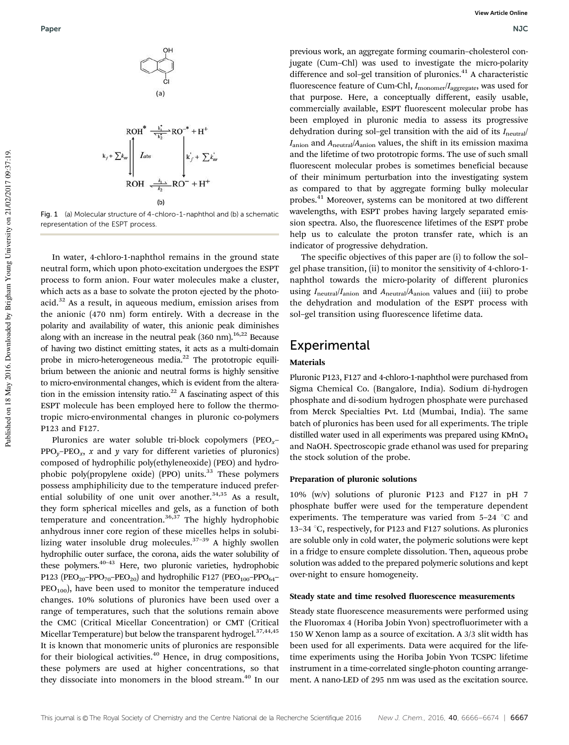$$\begin{array}{ccc} ROH^* & \underset{k_2^*}{\overset{k_1^*}{\rightleftharpoons}} & RO^{-*} + H^+ \\ k_f + \sum k_{nr} \downarrow \uparrow I_{abs} & & \downarrow k_f' + \sum k_{nr}' \\ ROH & \underset{k_2}{\overset{k_1}{\rightleftharpoons}} & RO^- + H^+ \end{array}$$

Fig. 1 (a) Molecular structure of 4-chloro-1-naphthol and (b) a schematic representation of the ESPT process.

In water, 4-chloro-1-naphthol remains in the ground state neutral form, which upon photo-excitation undergoes the ESPT process to form anion. Four water molecules make a cluster, which acts as a base to solvate the proton ejected by the photoacid.[32] As a result, in aqueous medium, emission arises from the anionic (470 nm) form entirely. With a decrease in the polarity and availability of water, this anionic peak diminishes along with an increase in the neutral peak (360 nm).[16,22] Because of having two distinct emitting states, it acts as a multi-domain probe in micro-heterogeneous media.[22] The prototropic equilibrium between the anionic and neutral forms is highly sensitive to micro-environmental changes, which is evident from the alteration in the emission intensity ratio.[22] A fascinating aspect of this ESPT molecule has been employed here to follow the thermotropic micro-environmental changes in pluronic co-polymers P123 and F127.

Pluronics are water soluble tri-block copolymers ($PEO_x$–$PPO_y$–$PEO_x$, $x$ and $y$ vary for different varieties of pluronics) composed of hydrophilic poly(ethyleneoxide) (PEO) and hydrophobic poly(propylene oxide) (PPO) units.[33] These polymers possess amphiphilicity due to the temperature induced preferential solubility of one unit over another.[34,35] As a result, they form spherical micelles and gels, as a function of both temperature and concentration.[36,37] The highly hydrophobic anhydrous inner core region of these micelles helps in solubilizing water insoluble drug molecules.[37–39] A highly swollen hydrophilic outer surface, the corona, aids the water solubility of these polymers.[40–43] Here, two pluronic varieties, hydrophobic P123 ($PEO_{20}$–$PPO_{70}$–$PEO_{20}$) and hydrophilic F127 ($PEO_{100}$–$PPO_{64}$–$PEO_{100}$), have been used to monitor the temperature induced changes. 10% solutions of pluronics have been used over a range of temperatures, such that the solutions remain above the CMC (Critical Micellar Concentration) or CMT (Critical Micellar Temperature) but below the transparent hydrogel.[37,44,45] It is known that monomeric units of pluronics are responsible for their biological activities.[40] Hence, in drug compositions, these polymers are used at higher concentrations, so that they dissociate into monomers in the blood stream.[40] In our previous work, an aggregate forming coumarin–cholesterol conjugate (Cum–Chl) was used to investigate the micro-polarity difference and sol–gel transition of pluronics.[41] A characteristic fluorescence feature of Cum-Chl, $I_{monomer}/I_{aggregate}$, was used for that purpose. Here, a conceptually different, easily usable, commercially available, ESPT fluorescent molecular probe has been employed in pluronic media to assess its progressive dehydration during sol–gel transition with the aid of its $I_{neutral}/I_{anion}$ and $A_{neutral}/A_{anion}$ values, the shift in its emission maxima and the lifetime of two prototropic forms. The use of such small fluorescent molecular probes is sometimes beneficial because of their minimum perturbation into the investigating system as compared to that by aggregate forming bulky molecular probes.[41] Moreover, systems can be monitored at two different wavelengths, with ESPT probes having largely separated emission spectra. Also, the fluorescence lifetimes of the ESPT probe help us to calculate the proton transfer rate, which is an indicator of progressive dehydration.

The specific objectives of this paper are (i) to follow the sol–gel phase transition, (ii) to monitor the sensitivity of 4-chloro-1-naphthol towards the micro-polarity of different pluronics using $I_{neutral}/I_{anion}$ and $A_{neutral}/A_{anion}$ values and (iii) to probe the dehydration and modulation of the ESPT process with sol–gel transition using fluorescence lifetime data.

# Experimental

## Materials

Pluronic P123, F127 and 4-chloro-1-naphthol were purchased from Sigma Chemical Co. (Bangalore, India). Sodium di-hydrogen phosphate and di-sodium hydrogen phosphate were purchased from Merck Specialties Pvt. Ltd (Mumbai, India). The same batch of pluronics has been used for all experiments. The triple distilled water used in all experiments was prepared using $KMnO_4$ and NaOH. Spectroscopic grade ethanol was used for preparing the stock solution of the probe.

## Preparation of pluronic solutions

10% (w/v) solutions of pluronic P123 and F127 in pH 7 phosphate buffer were used for the temperature dependent experiments. The temperature was varied from 5–24 °C and 13–34 °C, respectively, for P123 and F127 solutions. As pluronics are soluble only in cold water, the polymeric solutions were kept in a fridge to ensure complete dissolution. Then, aqueous probe solution was added to the prepared polymeric solutions and kept over-night to ensure homogeneity.

## Steady state and time resolved fluorescence measurements

Steady state fluorescence measurements were performed using the Fluoromax 4 (Horiba Jobin Yvon) spectrofluorimeter with a 150 W Xenon lamp as a source of excitation. A 3/3 slit width has been used for all experiments. Data were acquired for the lifetime experiments using the Horiba Jobin Yvon TCSPC lifetime instrument in a time-correlated single-photon counting arrangement. A nano-LED of 295 nm was used as the excitation source.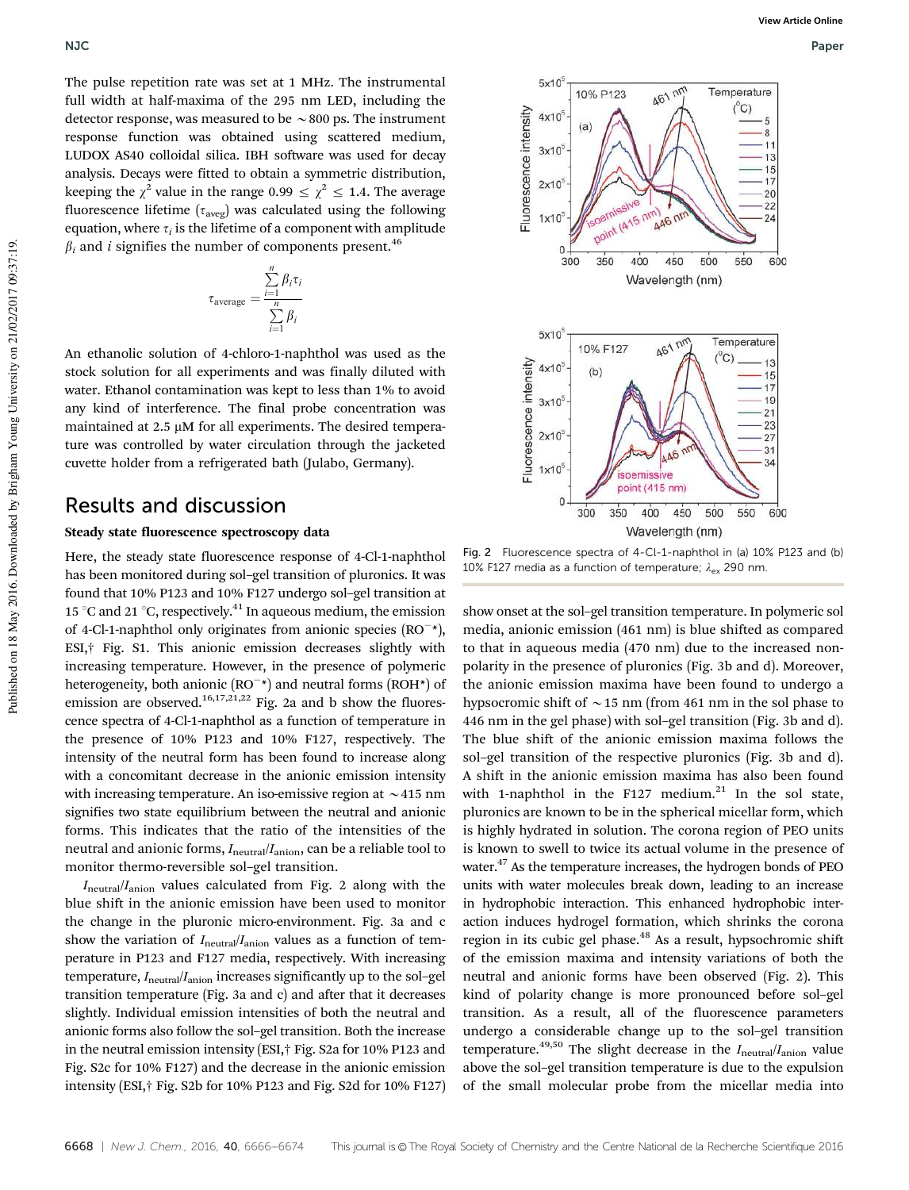The pulse repetition rate was set at 1 MHz. The instrumental full width at half-maxima of the 295 nm LED, including the detector response, was measured to be ~800 ps. The instrument response function was obtained using scattered medium, LUDOX AS40 colloidal silica. IBH software was used for decay analysis. Decays were fitted to obtain a symmetric distribution, keeping the $\chi^2$ value in the range $0.99 \le \chi^2 \le 1.4$. The average fluorescence lifetime ($\tau_{aveg}$) was calculated using the following equation, where $\tau_i$ is the lifetime of a component with amplitude $\beta_i$ and $i$ signifies the number of components present.[46]

$$\tau_{average} = \frac{\sum_{i=1}^{n} \beta_i \tau_i}{\sum_{i=1}^{n} \beta_i}$$

An ethanolic solution of 4-chloro-1-naphthol was used as the stock solution for all experiments and was finally diluted with water. Ethanol contamination was kept to less than 1% to avoid any kind of interference. The final probe concentration was maintained at 2.5 μM for all experiments. The desired temperature was controlled by water circulation through the jacketed cuvette holder from a refrigerated bath (Julabo, Germany).

## Results and discussion

### Steady state fluorescence spectroscopy data

Here, the steady state fluorescence response of 4-Cl-1-naphthol has been monitored during sol–gel transition of pluronics. It was found that 10% P123 and 10% F127 undergo sol–gel transition at 15 °C and 21 °C, respectively.[41] In aqueous medium, the emission of 4-Cl-1-naphthol only originates from anionic species ($RO^{-*}$), ESI,† Fig. S1. This anionic emission decreases slightly with increasing temperature. However, in the presence of polymeric heterogeneity, both anionic ($RO^{-*}$) and neutral forms ($ROH^*$) of emission are observed.[16,17,21,22] Fig. 2a and b show the fluorescence spectra of 4-Cl-1-naphthol as a function of temperature in the presence of 10% P123 and 10% F127, respectively. The intensity of the neutral form has been found to increase along with a concomitant decrease in the anionic emission intensity with increasing temperature. An iso-emissive region at ~415 nm signifies two state equilibrium between the neutral and anionic forms. This indicates that the ratio of the intensities of the neutral and anionic forms, $I_{neutral}/I_{anion}$, can be a reliable tool to monitor thermo-reversible sol–gel transition.

$I_{neutral}/I_{anion}$ values calculated from Fig. 2 along with the blue shift in the anionic emission have been used to monitor the change in the pluronic micro-environment. Fig. 3a and c show the variation of $I_{neutral}/I_{anion}$ values as a function of temperature in P123 and F127 media, respectively. With increasing temperature, $I_{neutral}/I_{anion}$ increases significantly up to the sol–gel transition temperature (Fig. 3a and c) and after that it decreases slightly. Individual emission intensities of both the neutral and anionic forms also follow the sol–gel transition. Both the increase in the neutral emission intensity (ESI,† Fig. S2a for 10% P123 and Fig. S2c for 10% F127) and the decrease in the anionic emission intensity (ESI,† Fig. S2b for 10% P123 and Fig. S2d for 10% F127) show onset at the sol–gel transition temperature. In polymeric sol media, anionic emission (461 nm) is blue shifted as compared to that in aqueous media (470 nm) due to the increased non-polarity in the presence of pluronics (Fig. 3b and d). Moreover, the anionic emission maxima have been found to undergo a hypsocromic shift of ~15 nm (from 461 nm in the sol phase to 446 nm in the gel phase) with sol–gel transition (Fig. 3b and d). The blue shift of the anionic emission maxima follows the sol–gel transition of the respective pluronics (Fig. 3b and d). A shift in the anionic emission maxima has also been found with 1-naphthol in the F127 medium.[21] In the sol state, pluronics are known to be in the spherical micellar form, which is highly hydrated in solution. The corona region of PEO units is known to swell to twice its actual volume in the presence of water.[47] As the temperature increases, the hydrogen bonds of PEO units with water molecules break down, leading to an increase in hydrophobic interaction. This enhanced hydrophobic interaction induces hydrogel formation, which shrinks the corona region in its cubic gel phase.[48] As a result, hypsochromic shift of the emission maxima and intensity variations of both the neutral and anionic forms have been observed (Fig. 2). This kind of polarity change is more pronounced before sol–gel transition. As a result, all of the fluorescence parameters undergo a considerable change up to the sol–gel transition temperature.[49,50] The slight decrease in the $I_{neutral}/I_{anion}$ value above the sol–gel transition temperature is due to the expulsion of the small molecular probe from the micellar media into

Fig. 2 Fluorescence spectra of 4-Cl-1-naphthol in (a) 10% P123 and (b) 10% F127 media as a function of temperature; $\lambda_{ex}$ 290 nm.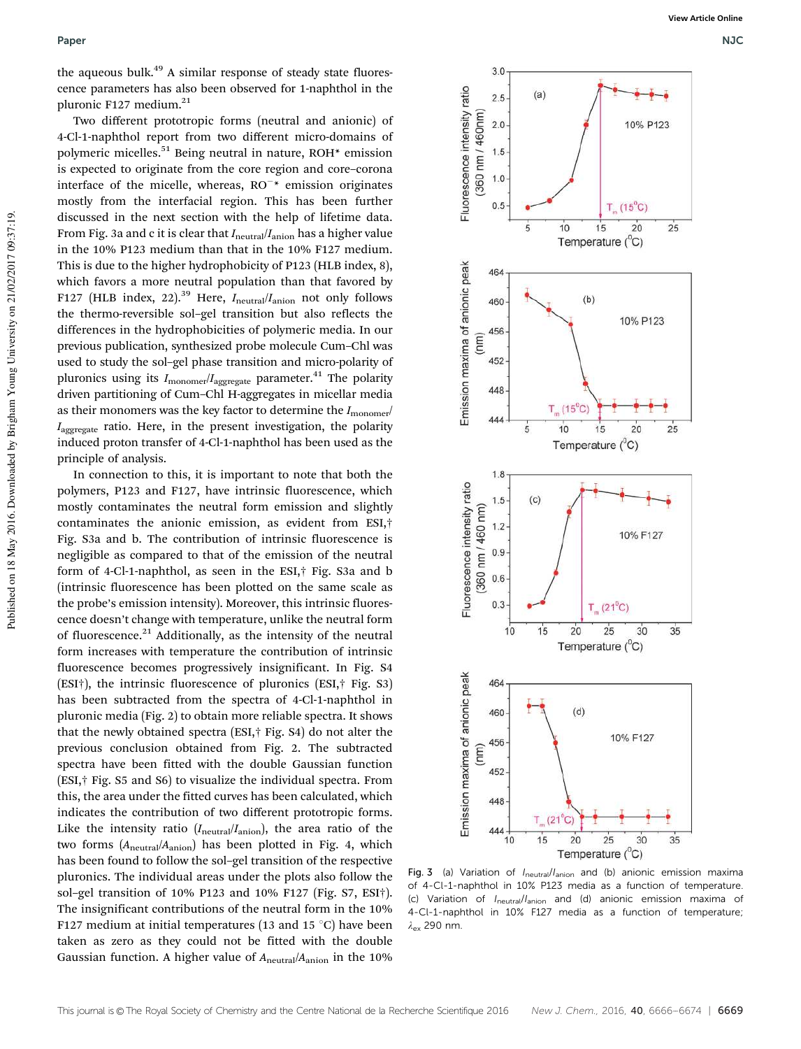the aqueous bulk.[49] A similar response of steady state fluorescence parameters has also been observed for 1-naphthol in the pluronic F127 medium.[21]

Two different prototropic forms (neutral and anionic) of 4-Cl-1-naphthol report from two different micro-domains of polymeric micelles.[51] Being neutral in nature, ROH* emission is expected to originate from the core region and core–corona interface of the micelle, whereas, $RO^{-}*$ emission originates mostly from the interfacial region. This has been further discussed in the next section with the help of lifetime data. From Fig. 3a and c it is clear that $I_{neutral}/I_{anion}$ has a higher value in the 10% P123 medium than that in the 10% F127 medium. This is due to the higher hydrophobicity of P123 (HLB index, 8), which favors a more neutral population than that favored by F127 (HLB index, 22).[39] Here, $I_{neutral}/I_{anion}$ not only follows the thermo-reversible sol–gel transition but also reflects the differences in the hydrophobicities of polymeric media. In our previous publication, synthesized probe molecule Cum–Chl was used to study the sol–gel phase transition and micro-polarity of pluronics using its $I_{monomer}/I_{aggregate}$ parameter.[41] The polarity driven partitioning of Cum–Chl H-aggregates in micellar media as their monomers was the key factor to determine the $I_{monomer}/I_{aggregate}$ ratio. Here, in the present investigation, the polarity induced proton transfer of 4-Cl-1-naphthol has been used as the principle of analysis.

In connection to this, it is important to note that both the polymers, P123 and F127, have intrinsic fluorescence, which mostly contaminates the neutral form emission and slightly contaminates the anionic emission, as evident from ESI,† Fig. S3a and b. The contribution of intrinsic fluorescence is negligible as compared to that of the emission of the neutral form of 4-Cl-1-naphthol, as seen in the ESI,† Fig. S3a and b (intrinsic fluorescence has been plotted on the same scale as the probe's emission intensity). Moreover, this intrinsic fluorescence doesn't change with temperature, unlike the neutral form of fluorescence.[21] Additionally, as the intensity of the neutral form increases with temperature the contribution of intrinsic fluorescence becomes progressively insignificant. In Fig. S4 (ESI†), the intrinsic fluorescence of pluronics (ESI,† Fig. S3) has been subtracted from the spectra of 4-Cl-1-naphthol in pluronic media (Fig. 2) to obtain more reliable spectra. It shows that the newly obtained spectra (ESI,† Fig. S4) do not alter the previous conclusion obtained from Fig. 2. The subtracted spectra have been fitted with the double Gaussian function (ESI,† Fig. S5 and S6) to visualize the individual spectra. From this, the area under the fitted curves has been calculated, which indicates the contribution of two different prototropic forms. Like the intensity ratio ($I_{neutral}/I_{anion}$), the area ratio of the two forms ($A_{neutral}/A_{anion}$) has been plotted in Fig. 4, which has been found to follow the sol–gel transition of the respective pluronics. The individual areas under the plots also follow the sol–gel transition of 10% P123 and 10% F127 (Fig. S7, ESI†). The insignificant contributions of the neutral form in the 10% F127 medium at initial temperatures (13 and 15 °C) have been taken as zero as they could not be fitted with the double Gaussian function. A higher value of $A_{neutral}/A_{anion}$ in the 10%

Fig. 3 (a) Variation of $I_{neutral}/I_{anion}$ and (b) anionic emission maxima of 4-Cl-1-naphthol in 10% P123 media as a function of temperature. (c) Variation of $I_{neutral}/I_{anion}$ and (d) anionic emission maxima of 4-Cl-1-naphthol in 10% F127 media as a function of temperature; $\lambda_{ex}$ 290 nm.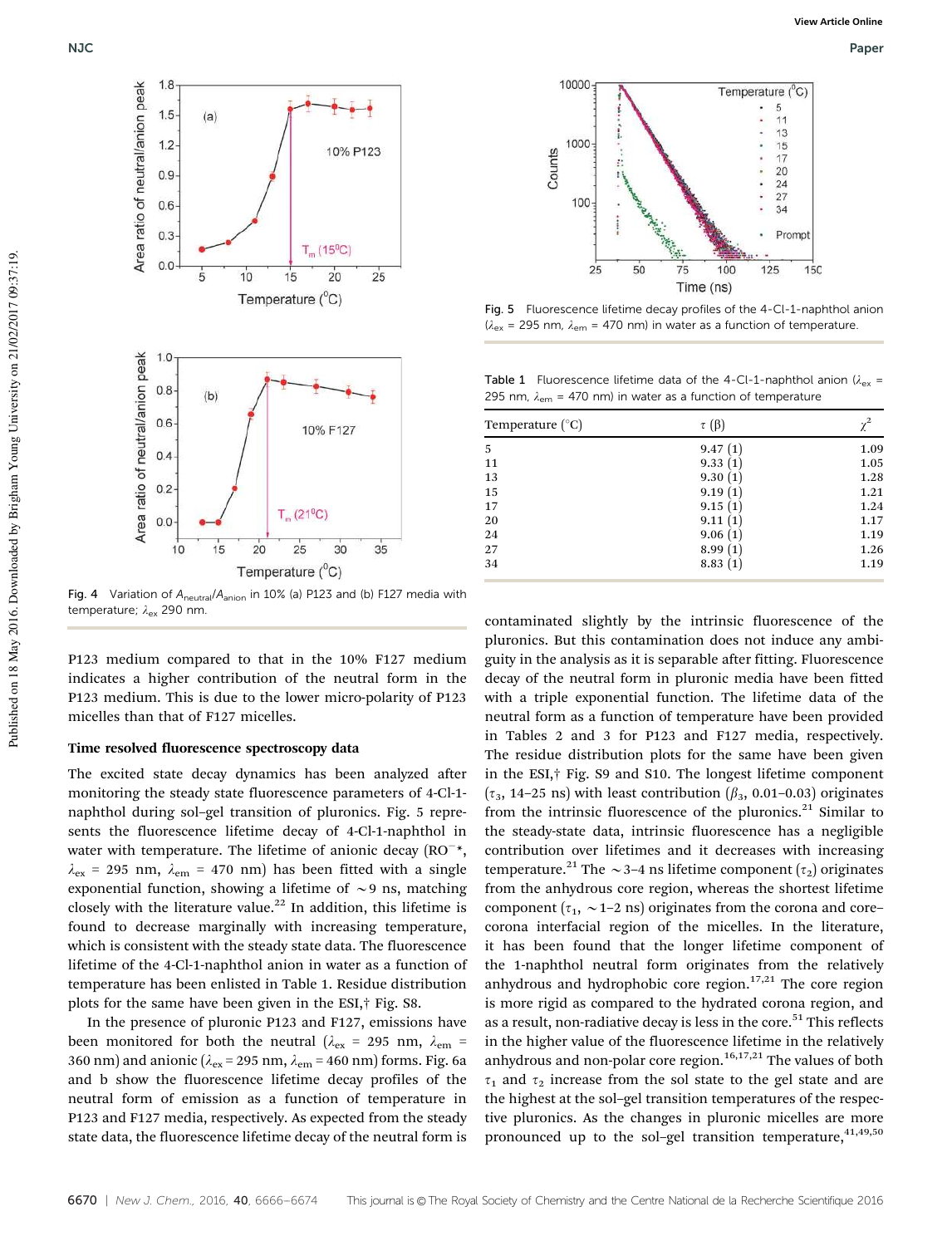Fig. 4 Variation of $A_{neutral}/A_{anion}$ in 10% (a) P123 and (b) F127 media with temperature; $\lambda_{ex}$ 290 nm.

Fig. 5 Fluorescence lifetime decay profiles of the 4-Cl-1-naphthol anion ($\lambda_{ex}$ = 295 nm, $\lambda_{em}$ = 470 nm) in water as a function of temperature.

Table 1 Fluorescence lifetime data of the 4-Cl-1-naphthol anion ($\lambda_{ex}$ = 295 nm, $\lambda_{em}$ = 470 nm) in water as a function of temperature

| Temperature (°C) | $\tau$ ($\beta$) | $\chi^2$ |
|---|---|---|
| 5 | 9.47 (1) | 1.09 |
| 11 | 9.33 (1) | 1.05 |
| 13 | 9.30 (1) | 1.28 |
| 15 | 9.19 (1) | 1.21 |
| 17 | 9.15 (1) | 1.24 |
| 20 | 9.11 (1) | 1.17 |
| 24 | 9.06 (1) | 1.19 |
| 27 | 8.99 (1) | 1.26 |
| 34 | 8.83 (1) | 1.19 |

P123 medium compared to that in the 10% F127 medium indicates a higher contribution of the neutral form in the P123 medium. This is due to the lower micro-polarity of P123 micelles than that of F127 micelles.

### Time resolved fluorescence spectroscopy data

The excited state decay dynamics has been analyzed after monitoring the steady state fluorescence parameters of 4-Cl-1-naphthol during sol–gel transition of pluronics. Fig. 5 represents the fluorescence lifetime decay of 4-Cl-1-naphthol in water with temperature. The lifetime of anionic decay ($RO^{-*}$, $\lambda_{ex}$ = 295 nm, $\lambda_{em}$ = 470 nm) has been fitted with a single exponential function, showing a lifetime of ~9 ns, matching closely with the literature value.[22] In addition, this lifetime is found to decrease marginally with increasing temperature, which is consistent with the steady state data. The fluorescence lifetime of the 4-Cl-1-naphthol anion in water as a function of temperature has been enlisted in Table 1. Residue distribution plots for the same have been given in the ESI,† Fig. S8.

In the presence of pluronic P123 and F127, emissions have been monitored for both the neutral ($\lambda_{ex}$ = 295 nm, $\lambda_{em}$ = 360 nm) and anionic ($\lambda_{ex}$ = 295 nm, $\lambda_{em}$ = 460 nm) forms. Fig. 6a and b show the fluorescence lifetime decay profiles of the neutral form of emission as a function of temperature in P123 and F127 media, respectively. As expected from the steady state data, the fluorescence lifetime decay of the neutral form is contaminated slightly by the intrinsic fluorescence of the pluronics. But this contamination does not induce any ambiguity in the analysis as it is separable after fitting. Fluorescence decay of the neutral form in pluronic media have been fitted with a triple exponential function. The lifetime data of the neutral form as a function of temperature have been provided in Tables 2 and 3 for P123 and F127 media, respectively. The residue distribution plots for the same have been given in the ESI,† Fig. S9 and S10. The longest lifetime component ($\tau_3$, 14–25 ns) with least contribution ($\beta_3$, 0.01–0.03) originates from the intrinsic fluorescence of the pluronics.[21] Similar to the steady-state data, intrinsic fluorescence has a negligible contribution over lifetimes and it decreases with increasing temperature.[21] The ~3–4 ns lifetime component ($\tau_2$) originates from the anhydrous core region, whereas the shortest lifetime component ($\tau_1$, ~1–2 ns) originates from the corona and core–corona interfacial region of the micelles. In the literature, it has been found that the longer lifetime component of the 1-naphthol neutral form originates from the relatively anhydrous and hydrophobic core region.[17,21] The core region is more rigid as compared to the hydrated corona region, and as a result, non-radiative decay is less in the core.[51] This reflects in the higher value of the fluorescence lifetime in the relatively anhydrous and non-polar core region.[16,17,21] The values of both $\tau_1$ and $\tau_2$ increase from the sol state to the gel state and are the highest at the sol–gel transition temperatures of the respective pluronics. As the changes in pluronic micelles are more pronounced up to the sol–gel transition temperature,[41,49,50]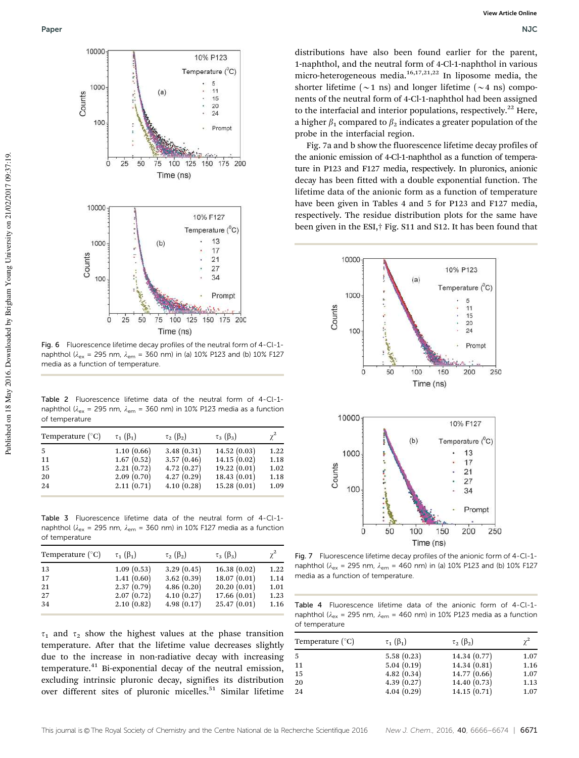Fig. 6 Fluorescence lifetime decay profiles of the neutral form of 4-Cl-1-naphthol ($\lambda_{ex}$ = 295 nm, $\lambda_{em}$ = 360 nm) in (a) 10% P123 and (b) 10% F127 media as a function of temperature.

Table 2 Fluorescence lifetime data of the neutral form of 4-Cl-1-naphthol ($\lambda_{ex}$ = 295 nm, $\lambda_{em}$ = 360 nm) in 10% P123 media as a function of temperature

| Temperature (°C) | $\tau_1$ ($\beta_1$) | $\tau_2$ ($\beta_2$) | $\tau_3$ ($\beta_3$) | $\chi^2$ |
|---|---|---|---|---|
| 5 | 1.10 (0.66) | 3.48 (0.31) | 14.52 (0.03) | 1.22 |
| 11 | 1.67 (0.52) | 3.57 (0.46) | 14.15 (0.02) | 1.18 |
| 15 | 2.21 (0.72) | 4.72 (0.27) | 19.22 (0.01) | 1.02 |
| 20 | 2.09 (0.70) | 4.27 (0.29) | 18.43 (0.01) | 1.18 |
| 24 | 2.11 (0.71) | 4.10 (0.28) | 15.28 (0.01) | 1.09 |

Table 3 Fluorescence lifetime data of the neutral form of 4-Cl-1-naphthol ($\lambda_{ex}$ = 295 nm, $\lambda_{em}$ = 360 nm) in 10% F127 media as a function of temperature

| Temperature (°C) | $\tau_1$ ($\beta_1$) | $\tau_2$ ($\beta_2$) | $\tau_3$ ($\beta_3$) | $\chi^2$ |
|---|---|---|---|---|
| 13 | 1.09 (0.53) | 3.29 (0.45) | 16.38 (0.02) | 1.22 |
| 17 | 1.41 (0.60) | 3.62 (0.39) | 18.07 (0.01) | 1.14 |
| 21 | 2.37 (0.79) | 4.86 (0.20) | 20.20 (0.01) | 1.01 |
| 27 | 2.07 (0.72) | 4.10 (0.27) | 17.66 (0.01) | 1.23 |
| 34 | 2.10 (0.82) | 4.98 (0.17) | 25.47 (0.01) | 1.16 |

$\tau_1$ and $\tau_2$ show the highest values at the phase transition temperature. After that the lifetime value decreases slightly due to the increase in non-radiative decay with increasing temperature.[41] Bi-exponential decay of the neutral emission, excluding intrinsic pluronic decay, signifies its distribution over different sites of pluronic micelles.[51] Similar lifetime distributions have also been found earlier for the parent, 1-naphthol, and the neutral form of 4-Cl-1-naphthol in various micro-heterogeneous media.[16,17,21,22] In liposome media, the shorter lifetime (~1 ns) and longer lifetime (~4 ns) components of the neutral form of 4-Cl-1-naphthol had been assigned to the interfacial and interior populations, respectively.[22] Here, a higher $\beta_1$ compared to $\beta_2$ indicates a greater population of the probe in the interfacial region.

Fig. 7a and b show the fluorescence lifetime decay profiles of the anionic emission of 4-Cl-1-naphthol as a function of temperature in P123 and F127 media, respectively. In pluronics, anionic decay has been fitted with a double exponential function. The lifetime data of the anionic form as a function of temperature have been given in Tables 4 and 5 for P123 and F127 media, respectively. The residue distribution plots for the same have been given in the ESI,† Fig. S11 and S12. It has been found that

Fig. 7 Fluorescence lifetime decay profiles of the anionic form of 4-Cl-1-naphthol ($\lambda_{ex}$ = 295 nm, $\lambda_{em}$ = 460 nm) in (a) 10% P123 and (b) 10% F127 media as a function of temperature.

Table 4 Fluorescence lifetime data of the anionic form of 4-Cl-1-naphthol ($\lambda_{ex}$ = 295 nm, $\lambda_{em}$ = 460 nm) in 10% P123 media as a function of temperature

| Temperature (°C) | $\tau_1$ ($\beta_1$) | $\tau_2$ ($\beta_2$) | $\chi^2$ |
|---|---|---|---|
| 5 | 5.58 (0.23) | 14.34 (0.77) | 1.07 |
| 11 | 5.04 (0.19) | 14.34 (0.81) | 1.16 |
| 15 | 4.82 (0.34) | 14.77 (0.66) | 1.07 |
| 20 | 4.39 (0.27) | 14.40 (0.73) | 1.13 |
| 24 | 4.04 (0.29) | 14.15 (0.71) | 1.07 |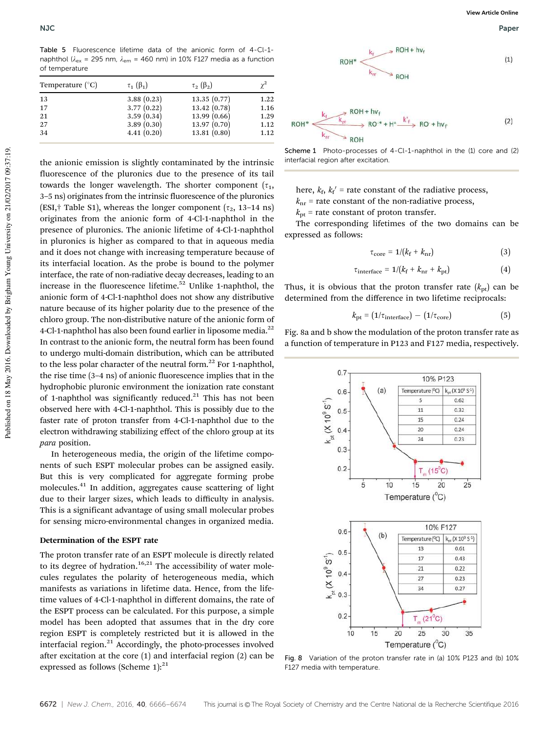Table 5 Fluorescence lifetime data of the anionic form of 4-Cl-1-naphthol ($\lambda_{ex}$ = 295 nm, $\lambda_{em}$ = 460 nm) in 10% F127 media as a function of temperature

| Temperature (°C) | $\tau_1$ ($\beta_1$) | $\tau_2$ ($\beta_2$) | $\chi^2$ |
|---|---|---|---|
| 13 | 3.88 (0.23) | 13.35 (0.77) | 1.22 |
| 17 | 3.77 (0.22) | 13.42 (0.78) | 1.16 |
| 21 | 3.59 (0.34) | 13.99 (0.66) | 1.29 |
| 27 | 3.89 (0.30) | 13.97 (0.70) | 1.12 |
| 34 | 4.41 (0.20) | 13.81 (0.80) | 1.12 |

the anionic emission is slightly contaminated by the intrinsic fluorescence of the pluronics due to the presence of its tail towards the longer wavelength. The shorter component ($\tau_1$, 3–5 ns) originates from the intrinsic fluorescence of the pluronics (ESI,† Table S1), whereas the longer component ($\tau_2$, 13–14 ns) originates from the anionic form of 4-Cl-1-naphthol in the presence of pluronics. The anionic lifetime of 4-Cl-1-naphthol in pluronics is higher as compared to that in aqueous media and it does not change with increasing temperature because of its interfacial location. As the probe is bound to the polymer interface, the rate of non-radiative decay decreases, leading to an increase in the fluorescence lifetime.[52] Unlike 1-naphthol, the anionic form of 4-Cl-1-naphthol does not show any distributive nature because of its higher polarity due to the presence of the chloro group. The non-distributive nature of the anionic form of 4-Cl-1-naphthol has also been found earlier in liposome media.[22] In contrast to the anionic form, the neutral form has been found to undergo multi-domain distribution, which can be attributed to the less polar character of the neutral form.[22] For 1-naphthol, the rise time (3–4 ns) of anionic fluorescence implies that in the hydrophobic pluronic environment the ionization rate constant of 1-naphthol was significantly reduced.[21] This has not been observed here with 4-Cl-1-naphthol. This is possibly due to the faster rate of proton transfer from 4-Cl-1-naphthol due to the electron withdrawing stabilizing effect of the chloro group at its *para* position.

In heterogeneous media, the origin of the lifetime components of such ESPT molecular probes can be assigned easily. But this is very complicated for aggregate forming probe molecules.[41] In addition, aggregates cause scattering of light due to their larger sizes, which leads to difficulty in analysis. This is a significant advantage of using small molecular probes for sensing micro-environmental changes in organized media.

### Determination of the ESPT rate

The proton transfer rate of an ESPT molecule is directly related to its degree of hydration.[16,21] The accessibility of water molecules regulates the polarity of heterogeneous media, which manifests as variations in lifetime data. Hence, from the lifetime values of 4-Cl-1-naphthol in different domains, the rate of the ESPT process can be calculated. For this purpose, a simple model has been adopted that assumes that in the dry core region ESPT is completely restricted but it is allowed in the interfacial region.[21] Accordingly, the photo-processes involved after excitation at the core (1) and interfacial region (2) can be expressed as follows (Scheme 1):[21]

$$\mathrm{ROH^*} \xrightarrow{k_f} \mathrm{ROH} + h\nu_f, \quad \mathrm{ROH^*} \xrightarrow{k_{nr}} \mathrm{ROH} \tag{1}$$

$$\mathrm{ROH^*} \xrightarrow{k_f} \mathrm{ROH} + h\nu_f, \quad \mathrm{ROH^*} \xrightarrow{k_{pt}} \mathrm{RO^{-*}} + \mathrm{H^+} \xrightarrow{k_f'} \mathrm{RO^-} + h\nu_f, \quad \mathrm{ROH^*} \xrightarrow{k_{nr}} \mathrm{ROH} \tag{2}$$

Scheme 1 Photo-processes of 4-Cl-1-naphthol in the (1) core and (2) interfacial region after excitation.

here, $k_f$, $k_f'$ = rate constant of the radiative process,
$k_{nr}$ = rate constant of the non-radiative process,
$k_{pt}$ = rate constant of proton transfer.

The corresponding lifetimes of the two domains can be expressed as follows:

$$\tau_{core} = 1/(k_f + k_{nr}) \tag{3}$$

$$\tau_{interface} = 1/(k_f + k_{nr} + k_{pt}) \tag{4}$$

Thus, it is obvious that the proton transfer rate ($k_{pt}$) can be determined from the difference in two lifetime reciprocals:

$$k_{pt} = (1/\tau_{interface}) - (1/\tau_{core}) \tag{5}$$

Fig. 8a and b show the modulation of the proton transfer rate as a function of temperature in P123 and F127 media, respectively.

(a) 10% P123

| Temperature (°C) | $k_{pt}$ ($\times 10^9$ s$^{-1}$) |
|---|---|
| 5 | 0.62 |
| 11 | 0.32 |
| 15 | 0.24 |
| 20 | 0.24 |
| 24 | 0.23 |

(b) 10% F127

| Temperature (°C) | $k_{pt}$ ($\times 10^9$ s$^{-1}$) |
|---|---|
| 13 | 0.61 |
| 17 | 0.43 |
| 21 | 0.22 |
| 27 | 0.23 |
| 34 | 0.27 |

Fig. 8 Variation of the proton transfer rate in (a) 10% P123 and (b) 10% F127 media with temperature.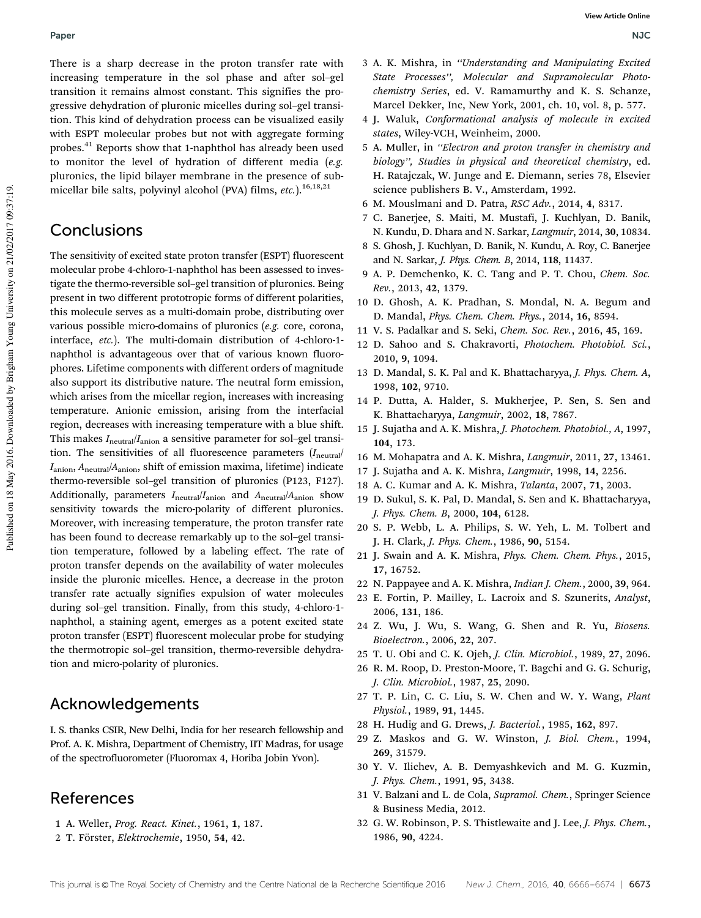There is a sharp decrease in the proton transfer rate with increasing temperature in the sol phase and after sol–gel transition it remains almost constant. This signifies the progressive dehydration of pluronic micelles during sol–gel transition. This kind of dehydration process can be visualized easily with ESPT molecular probes but not with aggregate forming probes.[41] Reports show that 1-naphthol has already been used to monitor the level of hydration of different media (*e.g.* pluronics, the lipid bilayer membrane in the presence of submicellar bile salts, polyvinyl alcohol (PVA) films, *etc.*).[16,18,21]

## Conclusions

The sensitivity of excited state proton transfer (ESPT) fluorescent molecular probe 4-chloro-1-naphthol has been assessed to investigate the thermo-reversible sol–gel transition of pluronics. Being present in two different prototropic forms of different polarities, this molecule serves as a multi-domain probe, distributing over various possible micro-domains of pluronics (*e.g.* core, corona, interface, *etc.*). The multi-domain distribution of 4-chloro-1-naphthol is advantageous over that of various known fluorophores. Lifetime components with different orders of magnitude also support its distributive nature. The neutral form emission, which arises from the micellar region, increases with increasing temperature. Anionic emission, arising from the interfacial region, decreases with increasing temperature with a blue shift. This makes $I_{neutral}/I_{anion}$ a sensitive parameter for sol–gel transition. The sensitivities of all fluorescence parameters ($I_{neutral}/I_{anion}$, $A_{neutral}/A_{anion}$, shift of emission maxima, lifetime) indicate thermo-reversible sol–gel transition of pluronics (P123, F127). Additionally, parameters $I_{neutral}/I_{anion}$ and $A_{neutral}/A_{anion}$ show sensitivity towards the micro-polarity of different pluronics. Moreover, with increasing temperature, the proton transfer rate has been found to decrease remarkably up to the sol–gel transition temperature, followed by a labeling effect. The rate of proton transfer depends on the availability of water molecules inside the pluronic micelles. Hence, a decrease in the proton transfer rate actually signifies expulsion of water molecules during sol–gel transition. Finally, from this study, 4-chloro-1-naphthol, a staining agent, emerges as a potent excited state proton transfer (ESPT) fluorescent molecular probe for studying the thermotropic sol–gel transition, thermo-reversible dehydration and micro-polarity of pluronics.

## Acknowledgements

I. S. thanks CSIR, New Delhi, India for her research fellowship and Prof. A. K. Mishra, Department of Chemistry, IIT Madras, for usage of the spectrofluorometer (Fluoromax 4, Horiba Jobin Yvon).

## References

1. A. Weller, *Prog. React. Kinet.*, 1961, **1**, 187.
2. T. Förster, *Elektrochemie*, 1950, **54**, 42.
3. A. K. Mishra, in *"Understanding and Manipulating Excited State Processes", Molecular and Supramolecular Photochemistry Series*, ed. V. Ramamurthy and K. S. Schanze, Marcel Dekker, Inc, New York, 2001, ch. 10, vol. 8, p. 577.
4. J. Waluk, *Conformational analysis of molecule in excited states*, Wiley-VCH, Weinheim, 2000.
5. A. Muller, in *"Electron and proton transfer in chemistry and biology", Studies in physical and theoretical chemistry*, ed. H. Ratajczak, W. Junge and E. Diemann, series 78, Elsevier science publishers B. V., Amsterdam, 1992.
6. M. Mouslmani and D. Patra, *RSC Adv.*, 2014, **4**, 8317.
7. C. Banerjee, S. Maiti, M. Mustafi, J. Kuchlyan, D. Banik, N. Kundu, D. Dhara and N. Sarkar, *Langmuir*, 2014, **30**, 10834.
8. S. Ghosh, J. Kuchlyan, D. Banik, N. Kundu, A. Roy, C. Banerjee and N. Sarkar, *J. Phys. Chem. B*, 2014, **118**, 11437.
9. A. P. Demchenko, K. C. Tang and P. T. Chou, *Chem. Soc. Rev.*, 2013, **42**, 1379.
10. D. Ghosh, A. K. Pradhan, S. Mondal, N. A. Begum and D. Mandal, *Phys. Chem. Chem. Phys.*, 2014, **16**, 8594.
11. V. S. Padalkar and S. Seki, *Chem. Soc. Rev.*, 2016, **45**, 169.
12. D. Sahoo and S. Chakravorti, *Photochem. Photobiol. Sci.*, 2010, **9**, 1094.
13. D. Mandal, S. K. Pal and K. Bhattacharyya, *J. Phys. Chem. A*, 1998, **102**, 9710.
14. P. Dutta, A. Halder, S. Mukherjee, P. Sen, S. Sen and K. Bhattacharyya, *Langmuir*, 2002, **18**, 7867.
15. J. Sujatha and A. K. Mishra, *J. Photochem. Photobiol., A*, 1997, **104**, 173.
16. M. Mohapatra and A. K. Mishra, *Langmuir*, 2011, **27**, 13461.
17. J. Sujatha and A. K. Mishra, *Langmuir*, 1998, **14**, 2256.
18. A. C. Kumar and A. K. Mishra, *Talanta*, 2007, **71**, 2003.
19. D. Sukul, S. K. Pal, D. Mandal, S. Sen and K. Bhattacharyya, *J. Phys. Chem. B*, 2000, **104**, 6128.
20. S. P. Webb, L. A. Philips, S. W. Yeh, L. M. Tolbert and J. H. Clark, *J. Phys. Chem.*, 1986, **90**, 5154.
21. J. Swain and A. K. Mishra, *Phys. Chem. Chem. Phys.*, 2015, **17**, 16752.
22. N. Pappayee and A. K. Mishra, *Indian J. Chem.*, 2000, **39**, 964.
23. E. Fortin, P. Mailley, L. Lacroix and S. Szunerits, *Analyst*, 2006, **131**, 186.
24. Z. Wu, J. Wu, S. Wang, G. Shen and R. Yu, *Biosens. Bioelectron.*, 2006, **22**, 207.
25. T. U. Obi and C. K. Ojeh, *J. Clin. Microbiol.*, 1989, **27**, 2096.
26. R. M. Roop, D. Preston-Moore, T. Bagchi and G. G. Schurig, *J. Clin. Microbiol.*, 1987, **25**, 2090.
27. T. P. Lin, C. C. Liu, S. W. Chen and W. Y. Wang, *Plant Physiol.*, 1989, **91**, 1445.
28. H. Hudig and G. Drews, *J. Bacteriol.*, 1985, **162**, 897.
29. Z. Maskos and G. W. Winston, *J. Biol. Chem.*, 1994, **269**, 31579.
30. Y. V. Ilichev, A. B. Demyashkevich and M. G. Kuzmin, *J. Phys. Chem.*, 1991, **95**, 3438.
31. V. Balzani and L. de Cola, *Supramol. Chem.*, Springer Science & Business Media, 2012.
32. G. W. Robinson, P. S. Thistlewaite and J. Lee, *J. Phys. Chem.*, 1986, **90**, 4224.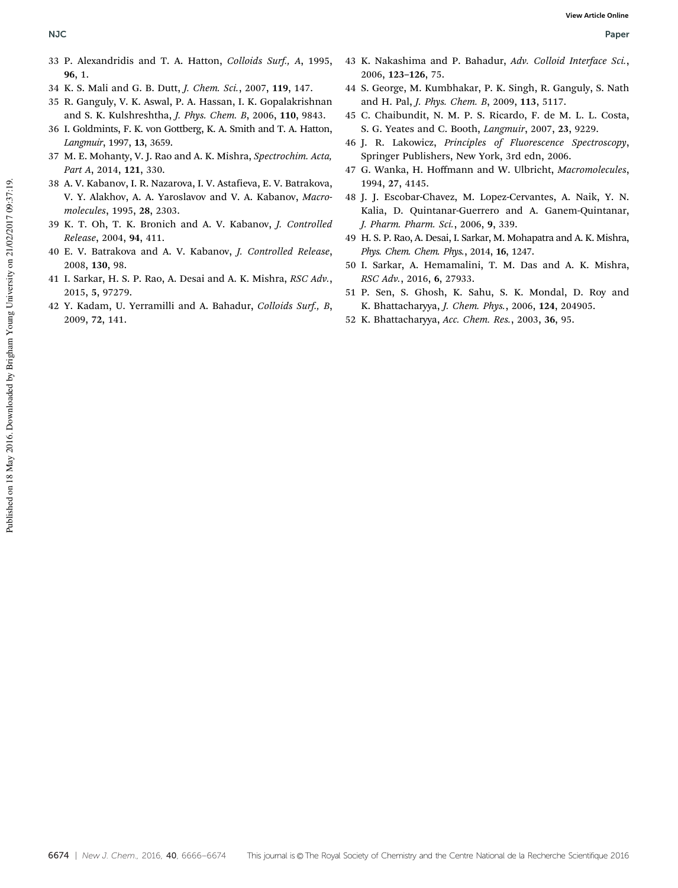33 P. Alexandridis and T. A. Hatton, *Colloids Surf., A*, 1995, **96**, 1.

34 K. S. Mali and G. B. Dutt, *J. Chem. Sci.*, 2007, **119**, 147.

35 R. Ganguly, V. K. Aswal, P. A. Hassan, I. K. Gopalakrishnan and S. K. Kulshreshtha, *J. Phys. Chem. B*, 2006, **110**, 9843.

36 I. Goldmints, F. K. von Gottberg, K. A. Smith and T. A. Hatton, *Langmuir*, 1997, **13**, 3659.

37 M. E. Mohanty, V. J. Rao and A. K. Mishra, *Spectrochim. Acta, Part A*, 2014, **121**, 330.

38 A. V. Kabanov, I. R. Nazarova, I. V. Astafieva, E. V. Batrakova, V. Y. Alakhov, A. A. Yaroslavov and V. A. Kabanov, *Macromolecules*, 1995, **28**, 2303.

39 K. T. Oh, T. K. Bronich and A. V. Kabanov, *J. Controlled Release*, 2004, **94**, 411.

40 E. V. Batrakova and A. V. Kabanov, *J. Controlled Release*, 2008, **130**, 98.

41 I. Sarkar, H. S. P. Rao, A. Desai and A. K. Mishra, *RSC Adv.*, 2015, **5**, 97279.

42 Y. Kadam, U. Yerramilli and A. Bahadur, *Colloids Surf., B*, 2009, **72**, 141.

43 K. Nakashima and P. Bahadur, *Adv. Colloid Interface Sci.*, 2006, **123–126**, 75.

44 S. George, M. Kumbhakar, P. K. Singh, R. Ganguly, S. Nath and H. Pal, *J. Phys. Chem. B*, 2009, **113**, 5117.

45 C. Chaibundit, N. M. P. S. Ricardo, F. de M. L. L. Costa, S. G. Yeates and C. Booth, *Langmuir*, 2007, **23**, 9229.

46 J. R. Lakowicz, *Principles of Fluorescence Spectroscopy*, Springer Publishers, New York, 3rd edn, 2006.

47 G. Wanka, H. Hoffmann and W. Ulbricht, *Macromolecules*, 1994, **27**, 4145.

48 J. J. Escobar-Chavez, M. Lopez-Cervantes, A. Naik, Y. N. Kalia, D. Quintanar-Guerrero and A. Ganem-Quintanar, *J. Pharm. Pharm. Sci.*, 2006, **9**, 339.

49 H. S. P. Rao, A. Desai, I. Sarkar, M. Mohapatra and A. K. Mishra, *Phys. Chem. Chem. Phys.*, 2014, **16**, 1247.

50 I. Sarkar, A. Hemamalini, T. M. Das and A. K. Mishra, *RSC Adv.*, 2016, **6**, 27933.

51 P. Sen, S. Ghosh, K. Sahu, S. K. Mondal, D. Roy and K. Bhattacharyya, *J. Chem. Phys.*, 2006, **124**, 204905.

52 K. Bhattacharyya, *Acc. Chem. Res.*, 2003, **36**, 95.